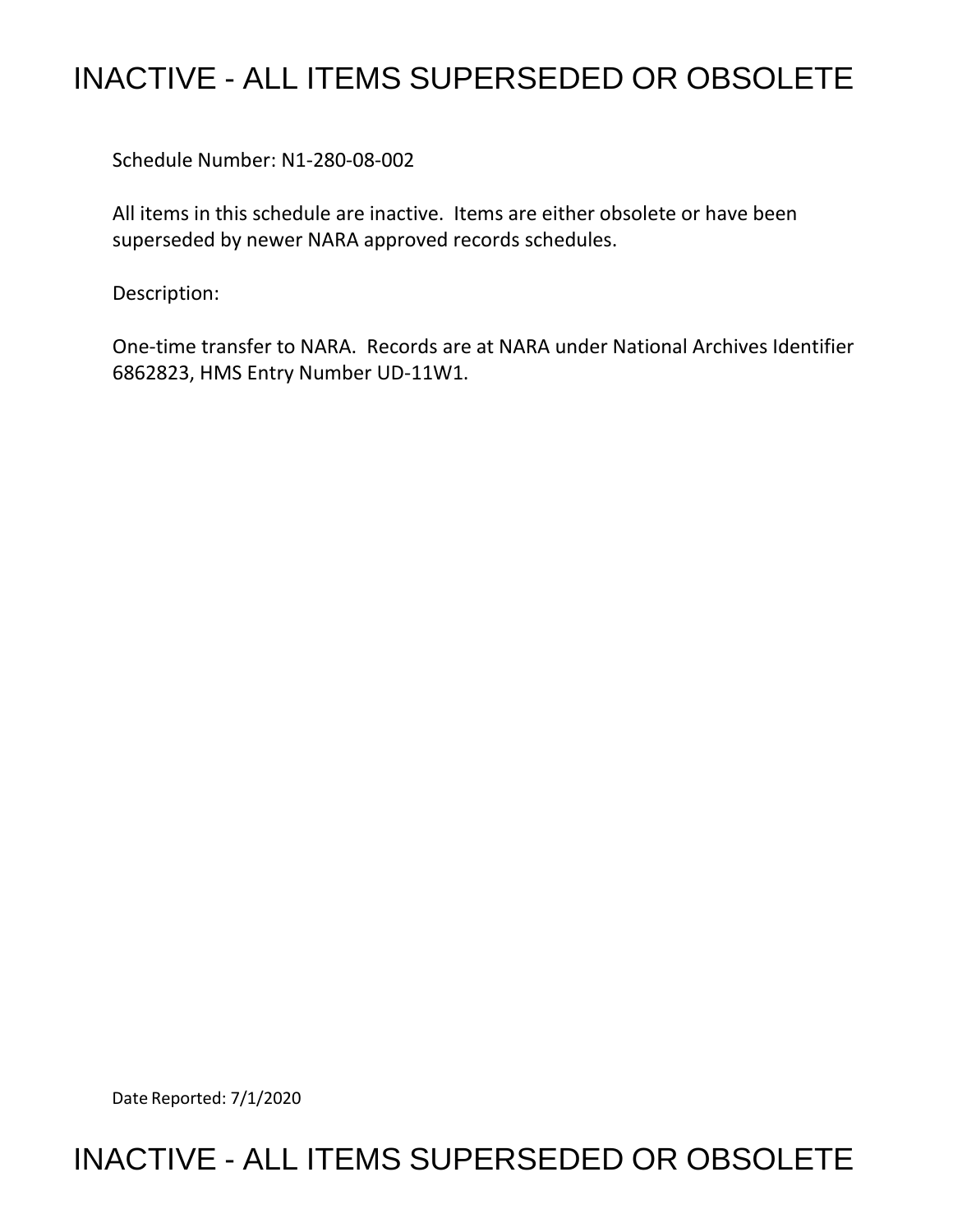# INACTIVE - ALL ITEMS SUPERSEDED OR OBSOLETE

Schedule Number: N1-280-08-002

All items in this schedule are inactive. Items are either obsolete or have been superseded by newer NARA approved records schedules.

Description:

One-time transfer to NARA. Records are at NARA under National Archives Identifier 6862823, HMS Entry Number UD-11W1.

Date Reported: 7/1/2020

# INACTIVE - ALL ITEMS SUPERSEDED OR OBSOLETE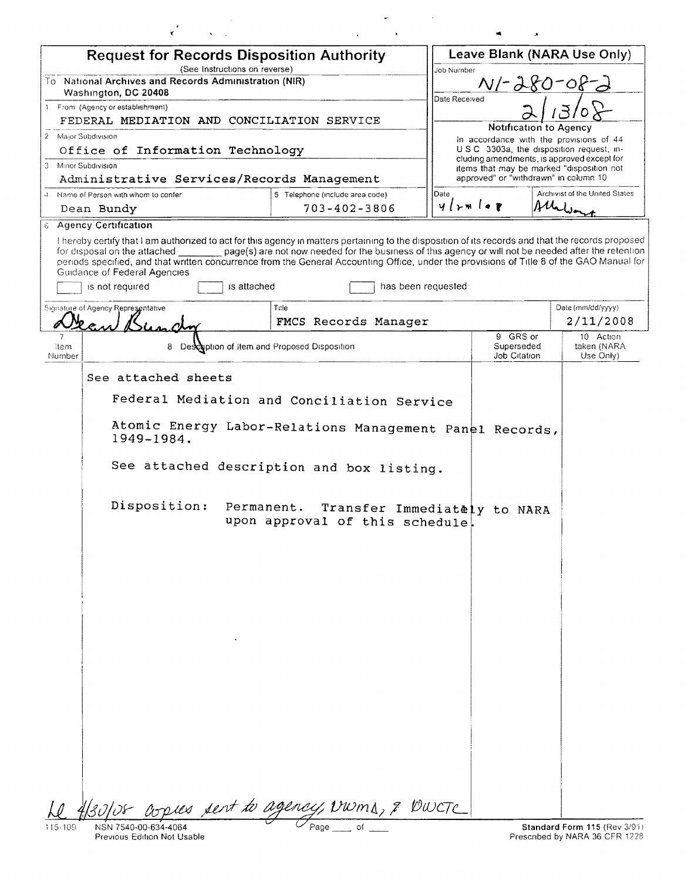# Request for Records Disposition Authority

(See Instructions on reverse)

To National Archives and Records Administration (NIR)
Washington, DC 20408

1 From (Agency or establishment)
FEDERAL MEDIATION AND CONCILIATION SERVICE

2 Major Subdivision
Office of Information Technology

3 Minor Subdivision
Administrative Services/Records Management

4 Name of Person with whom to confer
Dean Bundy

5 Telephone (include area code)
703-402-3806

**Leave Blank (NARA Use Only)**

Job Number
N1-280-08-2

Date Received
2/13/08

**Notification to Agency**

In accordance with the provisions of 44 USC 3303a, the disposition request, including amendments, is approved except for items that may be marked "disposition not approved" or "withdrawn" in column 10

Date
4/28/08

Archivist of the United States
Allen Weinstein

6 Agency Certification

I hereby certify that I am authorized to act for this agency in matters pertaining to the disposition of its records and that the records proposed for disposal on the attached ________ page(s) are not now needed for the business of this agency or will not be needed after the retention periods specified, and that written concurrence from the General Accounting Office, under the provisions of Title 8 of the GAO Manual for Guidance of Federal Agencies

[ ] is not required [ ] is attached [ ] has been requested

| Signature of Agency Representative | Title | Date (mm/dd/yyyy) |
|---|---|---|
| Dean Bundy | FMCS Records Manager | 2/11/2008 |

| 7 Item Number | 8 Description of Item and Proposed Disposition | 9 GRS or Superseded Job Citation | 10 Action taken (NARA Use Only) |
|---|---|---|---|
| | See attached sheets<br><br>Federal Mediation and Conciliation Service<br><br>Atomic Energy Labor-Relations Management Panel Records, 1949-1984.<br><br>See attached description and box listing.<br><br>Disposition: Permanent. Transfer Immediately to NARA upon approval of this schedule. | | |

LC 4/30/08 copies sent to agency, NWMD, & NWCTC

115-109 NSN 7540-00-634-4064
Previous Edition Not Usable

Standard Form 115 (Rev 3/91)
Prescribed by NARA 36 CFR 1228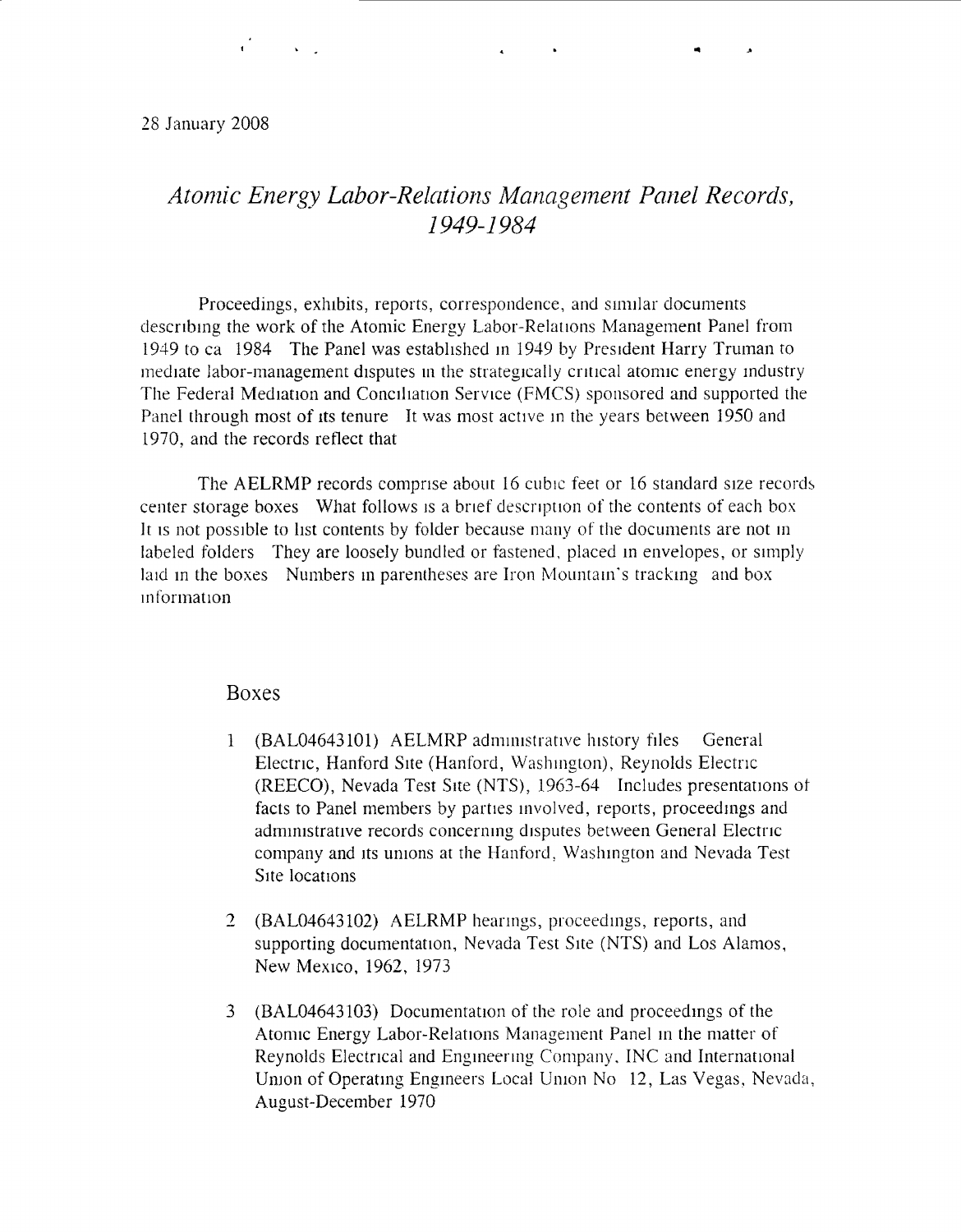28 January 2008

# *Atomic Energy Labor-Relations Management Panel Records, 1949-1984*

Proceedings, exhibits, reports, correspondence, and similar documents describing the work of the Atomic Energy Labor-Relations Management Panel from 1949 to ca 1984 The Panel was established in 1949 by President Harry Truman to mediate labor-management disputes in the strategically critical atomic energy industry The Federal Mediation and Conciliation Service (FMCS) sponsored and supported the Panel through most of its tenure It was most active in the years between 1950 and 1970, and the records reflect that

The AELRMP records comprise about 16 cubic feet or 16 standard size records center storage boxes What follows is a brief description of the contents of each box It is not possible to list contents by folder because many of the documents are not in labeled folders They are loosely bundled or fastened, placed in envelopes, or simply laid in the boxes Numbers in parentheses are Iron Mountain's tracking and box information

## Boxes

1 (BAL04643101) AELMRP administrative history files General Electric, Hanford Site (Hanford, Washington), Reynolds Electric (REECO), Nevada Test Site (NTS), 1963-64 Includes presentations of facts to Panel members by parties involved, reports, proceedings and administrative records concerning disputes between General Electric company and its unions at the Hanford, Washington and Nevada Test Site locations

2 (BAL04643102) AELRMP hearings, proceedings, reports, and supporting documentation, Nevada Test Site (NTS) and Los Alamos, New Mexico, 1962, 1973

3 (BAL04643103) Documentation of the role and proceedings of the Atomic Energy Labor-Relations Management Panel in the matter of Reynolds Electrical and Engineering Company, INC and International Union of Operating Engineers Local Union No 12, Las Vegas, Nevada, August-December 1970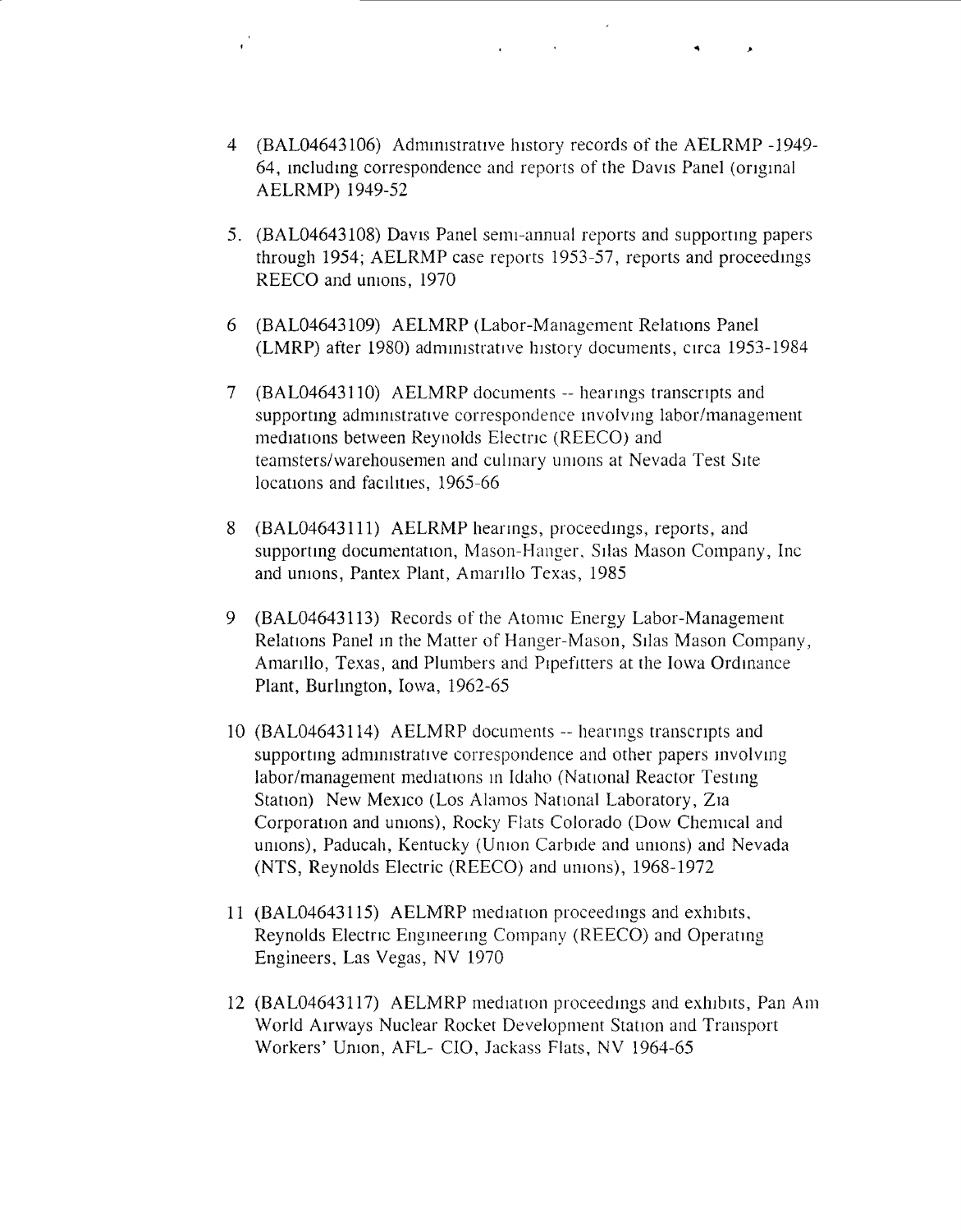4 (BAL04643106) Administrative history records of the AELRMP -1949-64, including correspondence and reports of the Davis Panel (original AELRMP) 1949-52

5. (BAL04643108) Davis Panel semi-annual reports and supporting papers through 1954; AELRMP case reports 1953-57, reports and proceedings REECO and unions, 1970

6 (BAL04643109) AELMRP (Labor-Management Relations Panel (LMRP) after 1980) administrative history documents, circa 1953-1984

7 (BAL04643110) AELMRP documents -- hearings transcripts and supporting administrative correspondence involving labor/management mediations between Reynolds Electric (REECO) and teamsters/warehousemen and culinary unions at Nevada Test Site locations and facilities, 1965-66

8 (BAL04643111) AELRMP hearings, proceedings, reports, and supporting documentation, Mason-Hanger, Silas Mason Company, Inc and unions, Pantex Plant, Amarillo Texas, 1985

9 (BAL04643113) Records of the Atomic Energy Labor-Management Relations Panel in the Matter of Hanger-Mason, Silas Mason Company, Amarillo, Texas, and Plumbers and Pipefitters at the Iowa Ordinance Plant, Burlington, Iowa, 1962-65

10 (BAL04643114) AELMRP documents -- hearings transcripts and supporting administrative correspondence and other papers involving labor/management mediations in Idaho (National Reactor Testing Station) New Mexico (Los Alamos National Laboratory, Zia Corporation and unions), Rocky Flats Colorado (Dow Chemical and unions), Paducah, Kentucky (Union Carbide and unions) and Nevada (NTS, Reynolds Electric (REECO) and unions), 1968-1972

11 (BAL04643115) AELMRP mediation proceedings and exhibits, Reynolds Electric Engineering Company (REECO) and Operating Engineers, Las Vegas, NV 1970

12 (BAL04643117) AELMRP mediation proceedings and exhibits, Pan Am World Airways Nuclear Rocket Development Station and Transport Workers' Union, AFL- CIO, Jackass Flats, NV 1964-65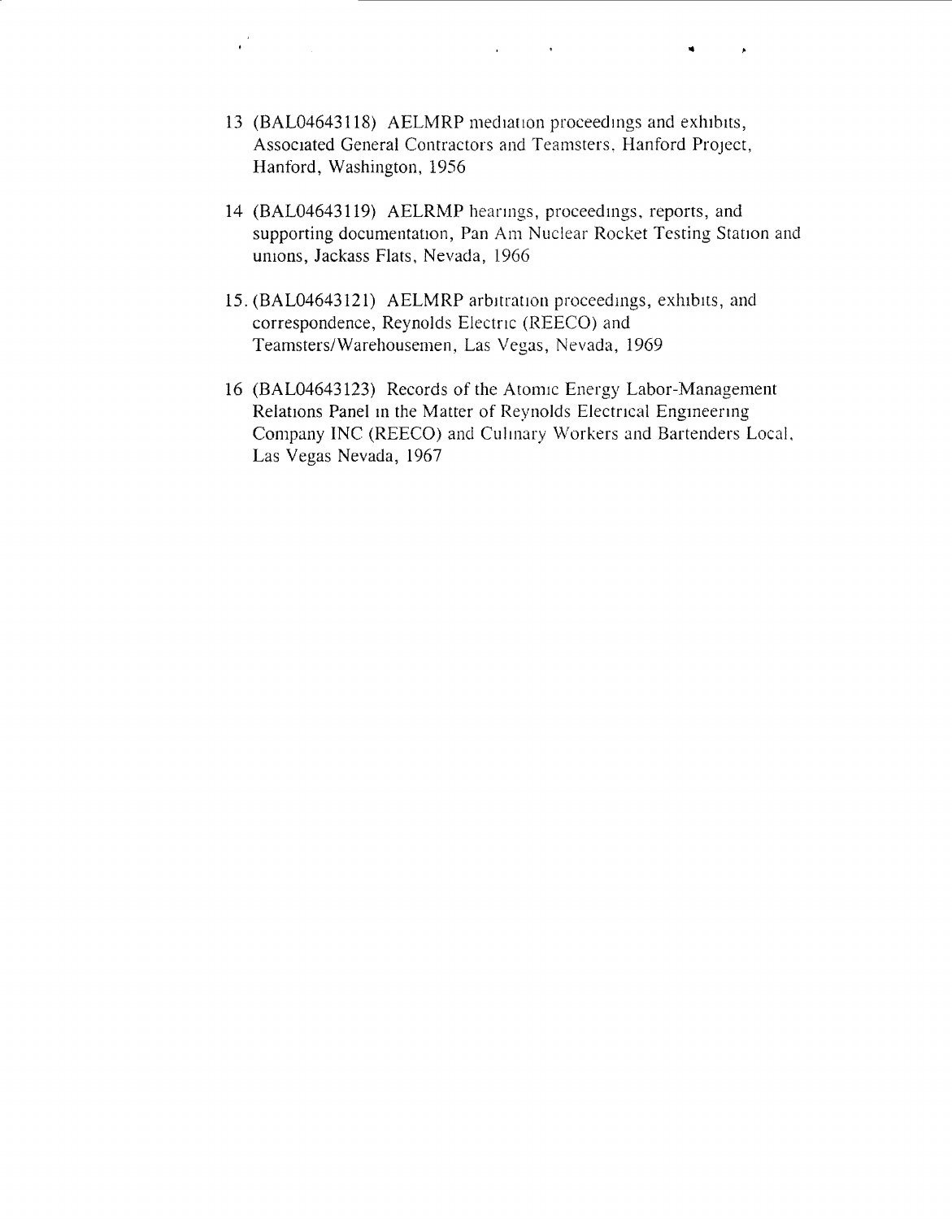13 (BAL04643118) AELMRP mediation proceedings and exhibits, Associated General Contractors and Teamsters, Hanford Project, Hanford, Washington, 1956

14 (BAL04643119) AELRMP hearings, proceedings, reports, and supporting documentation, Pan Am Nuclear Rocket Testing Station and unions, Jackass Flats, Nevada, 1966

15. (BAL04643121) AELMRP arbitration proceedings, exhibits, and correspondence, Reynolds Electric (REECO) and Teamsters/Warehousemen, Las Vegas, Nevada, 1969

16 (BAL04643123) Records of the Atomic Energy Labor-Management Relations Panel in the Matter of Reynolds Electrical Engineering Company INC (REECO) and Culinary Workers and Bartenders Local, Las Vegas Nevada, 1967